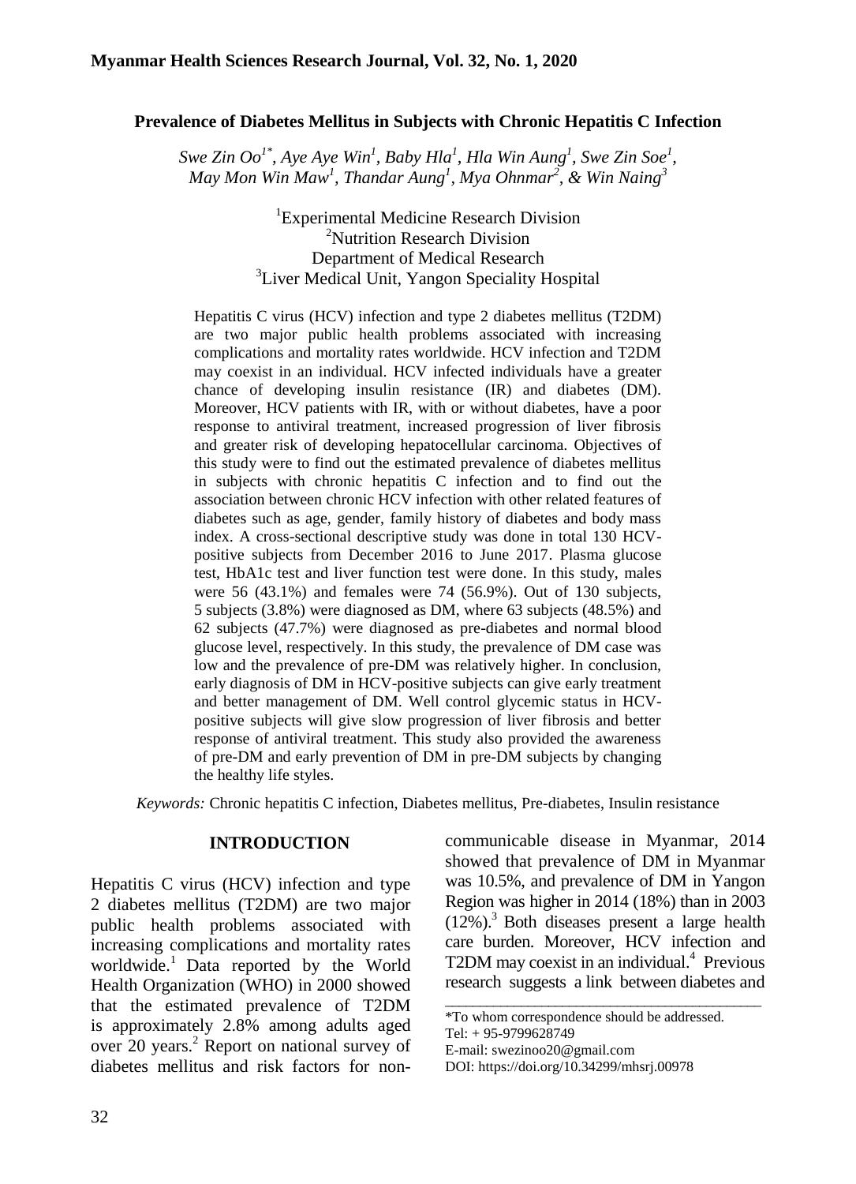# Prevalence of Diabetes Mellitus in Subjects with Chronic Hepatitis C Infection

*Swe Zin Oo[1*], Aye Aye Win[1], Baby Hla[1], Hla Win Aung[1], Swe Zin Soe[1], May Mon Win Maw[1], Thandar Aung[1], Mya Ohnmar[2], & Win Naing[3]*

[1]Experimental Medicine Research Division
[2]Nutrition Research Division
Department of Medical Research
[3]Liver Medical Unit, Yangon Speciality Hospital

Hepatitis C virus (HCV) infection and type 2 diabetes mellitus (T2DM) are two major public health problems associated with increasing complications and mortality rates worldwide. HCV infection and T2DM may coexist in an individual. HCV infected individuals have a greater chance of developing insulin resistance (IR) and diabetes (DM). Moreover, HCV patients with IR, with or without diabetes, have a poor response to antiviral treatment, increased progression of liver fibrosis and greater risk of developing hepatocellular carcinoma. Objectives of this study were to find out the estimated prevalence of diabetes mellitus in subjects with chronic hepatitis C infection and to find out the association between chronic HCV infection with other related features of diabetes such as age, gender, family history of diabetes and body mass index. A cross-sectional descriptive study was done in total 130 HCV-positive subjects from December 2016 to June 2017. Plasma glucose test, HbA1c test and liver function test were done. In this study, males were 56 (43.1%) and females were 74 (56.9%). Out of 130 subjects, 5 subjects (3.8%) were diagnosed as DM, where 63 subjects (48.5%) and 62 subjects (47.7%) were diagnosed as pre-diabetes and normal blood glucose level, respectively. In this study, the prevalence of DM case was low and the prevalence of pre-DM was relatively higher. In conclusion, early diagnosis of DM in HCV-positive subjects can give early treatment and better management of DM. Well control glycemic status in HCV-positive subjects will give slow progression of liver fibrosis and better response of antiviral treatment. This study also provided the awareness of pre-DM and early prevention of DM in pre-DM subjects by changing the healthy life styles.

*Keywords:* Chronic hepatitis C infection, Diabetes mellitus, Pre-diabetes, Insulin resistance

## INTRODUCTION

Hepatitis C virus (HCV) infection and type 2 diabetes mellitus (T2DM) are two major public health problems associated with increasing complications and mortality rates worldwide.[1] Data reported by the World Health Organization (WHO) in 2000 showed that the estimated prevalence of T2DM is approximately 2.8% among adults aged over 20 years.[2] Report on national survey of diabetes mellitus and risk factors for non-communicable disease in Myanmar, 2014 showed that prevalence of DM in Myanmar was 10.5%, and prevalence of DM in Yangon Region was higher in 2014 (18%) than in 2003 (12%).[3] Both diseases present a large health care burden. Moreover, HCV infection and T2DM may coexist in an individual.[4] Previous research suggests a link between diabetes and

---

*To whom correspondence should be addressed.
Tel: + 95-9799628749
E-mail: swezinoo20@gmail.com
DOI: https://doi.org/10.34299/mhsrj.00978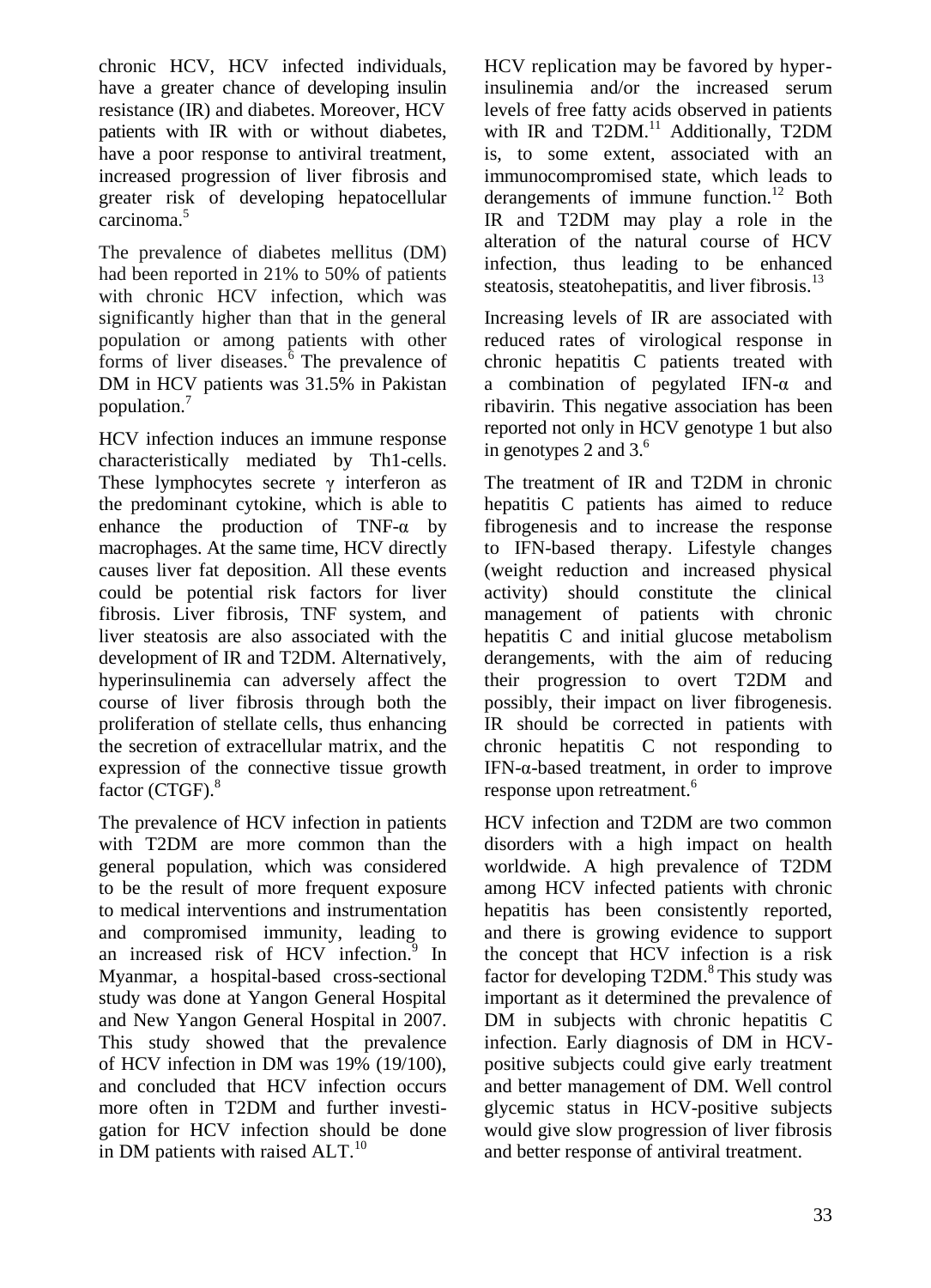chronic HCV, HCV infected individuals, have a greater chance of developing insulin resistance (IR) and diabetes. Moreover, HCV patients with IR with or without diabetes, have a poor response to antiviral treatment, increased progression of liver fibrosis and greater risk of developing hepatocellular carcinoma.[5]

The prevalence of diabetes mellitus (DM) had been reported in 21% to 50% of patients with chronic HCV infection, which was significantly higher than that in the general population or among patients with other forms of liver diseases.[6] The prevalence of DM in HCV patients was 31.5% in Pakistan population.[7]

HCV infection induces an immune response characteristically mediated by Th1-cells. These lymphocytes secrete γ interferon as the predominant cytokine, which is able to enhance the production of TNF-α by macrophages. At the same time, HCV directly causes liver fat deposition. All these events could be potential risk factors for liver fibrosis. Liver fibrosis, TNF system, and liver steatosis are also associated with the development of IR and T2DM. Alternatively, hyperinsulinemia can adversely affect the course of liver fibrosis through both the proliferation of stellate cells, thus enhancing the secretion of extracellular matrix, and the expression of the connective tissue growth factor (CTGF).[8]

The prevalence of HCV infection in patients with T2DM are more common than the general population, which was considered to be the result of more frequent exposure to medical interventions and instrumentation and compromised immunity, leading to an increased risk of HCV infection.[9] In Myanmar, a hospital-based cross-sectional study was done at Yangon General Hospital and New Yangon General Hospital in 2007. This study showed that the prevalence of HCV infection in DM was 19% (19/100), and concluded that HCV infection occurs more often in T2DM and further investigation for HCV infection should be done in DM patients with raised ALT.[10]

HCV replication may be favored by hyperinsulinemia and/or the increased serum levels of free fatty acids observed in patients with IR and T2DM.[11] Additionally, T2DM is, to some extent, associated with an immunocompromised state, which leads to derangements of immune function.[12] Both IR and T2DM may play a role in the alteration of the natural course of HCV infection, thus leading to be enhanced steatosis, steatohepatitis, and liver fibrosis.[13]

Increasing levels of IR are associated with reduced rates of virological response in chronic hepatitis C patients treated with a combination of pegylated IFN-α and ribavirin. This negative association has been reported not only in HCV genotype 1 but also in genotypes 2 and 3.[6]

The treatment of IR and T2DM in chronic hepatitis C patients has aimed to reduce fibrogenesis and to increase the response to IFN-based therapy. Lifestyle changes (weight reduction and increased physical activity) should constitute the clinical management of patients with chronic hepatitis C and initial glucose metabolism derangements, with the aim of reducing their progression to overt T2DM and possibly, their impact on liver fibrogenesis. IR should be corrected in patients with chronic hepatitis C not responding to IFN-α-based treatment, in order to improve response upon retreatment.[6]

HCV infection and T2DM are two common disorders with a high impact on health worldwide. A high prevalence of T2DM among HCV infected patients with chronic hepatitis has been consistently reported, and there is growing evidence to support the concept that HCV infection is a risk factor for developing T2DM.[8] This study was important as it determined the prevalence of DM in subjects with chronic hepatitis C infection. Early diagnosis of DM in HCV-positive subjects could give early treatment and better management of DM. Well control glycemic status in HCV-positive subjects would give slow progression of liver fibrosis and better response of antiviral treatment.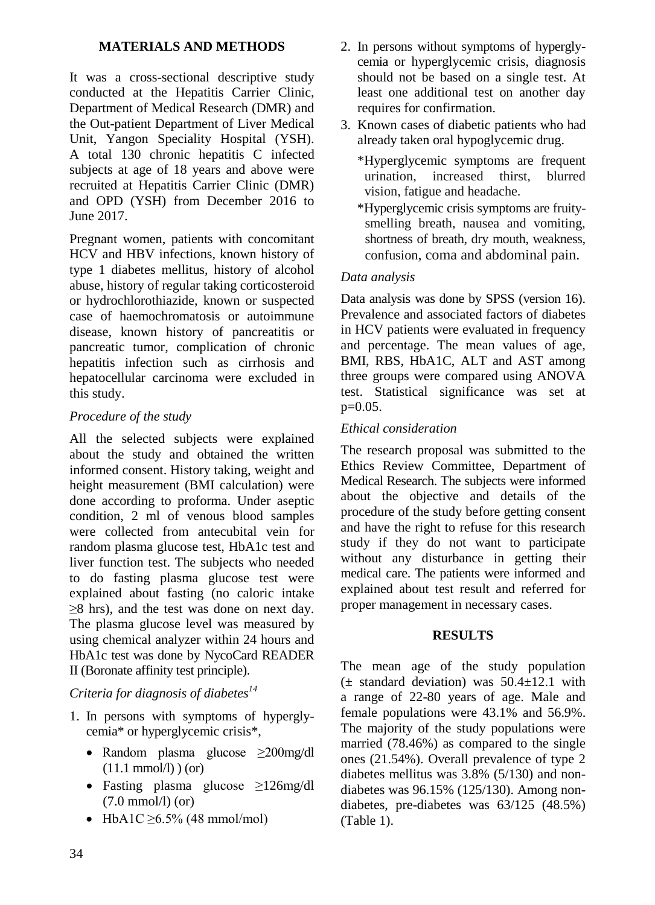## MATERIALS AND METHODS

It was a cross-sectional descriptive study conducted at the Hepatitis Carrier Clinic, Department of Medical Research (DMR) and the Out-patient Department of Liver Medical Unit, Yangon Speciality Hospital (YSH). A total 130 chronic hepatitis C infected subjects at age of 18 years and above were recruited at Hepatitis Carrier Clinic (DMR) and OPD (YSH) from December 2016 to June 2017.

Pregnant women, patients with concomitant HCV and HBV infections, known history of type 1 diabetes mellitus, history of alcohol abuse, history of regular taking corticosteroid or hydrochlorothiazide, known or suspected case of haemochromatosis or autoimmune disease, known history of pancreatitis or pancreatic tumor, complication of chronic hepatitis infection such as cirrhosis and hepatocellular carcinoma were excluded in this study.

### *Procedure of the study*

All the selected subjects were explained about the study and obtained the written informed consent. History taking, weight and height measurement (BMI calculation) were done according to proforma. Under aseptic condition, 2 ml of venous blood samples were collected from antecubital vein for random plasma glucose test, HbA1c test and liver function test. The subjects who needed to do fasting plasma glucose test were explained about fasting (no caloric intake ≥8 hrs), and the test was done on next day. The plasma glucose level was measured by using chemical analyzer within 24 hours and HbA1c test was done by NycoCard READER II (Boronate affinity test principle).

### *Criteria for diagnosis of diabetes*[14]

1. In persons with symptoms of hyperglycemia* or hyperglycemic crisis*,
   - Random plasma glucose ≥200mg/dl (11.1 mmol/l) ) (or)
   - Fasting plasma glucose ≥126mg/dl (7.0 mmol/l) (or)
   - HbA1C ≥6.5% (48 mmol/mol)
2. In persons without symptoms of hyperglycemia or hyperglycemic crisis, diagnosis should not be based on a single test. At least one additional test on another day requires for confirmation.
3. Known cases of diabetic patients who had already taken oral hypoglycemic drug.

   *Hyperglycemic symptoms are frequent urination, increased thirst, blurred vision, fatigue and headache.

   *Hyperglycemic crisis symptoms are fruity-smelling breath, nausea and vomiting, shortness of breath, dry mouth, weakness, confusion, coma and abdominal pain.

### *Data analysis*

Data analysis was done by SPSS (version 16). Prevalence and associated factors of diabetes in HCV patients were evaluated in frequency and percentage. The mean values of age, BMI, RBS, HbA1C, ALT and AST among three groups were compared using ANOVA test. Statistical significance was set at p=0.05.

### *Ethical consideration*

The research proposal was submitted to the Ethics Review Committee, Department of Medical Research. The subjects were informed about the objective and details of the procedure of the study before getting consent and have the right to refuse for this research study if they do not want to participate without any disturbance in getting their medical care. The patients were informed and explained about test result and referred for proper management in necessary cases.

## RESULTS

The mean age of the study population (± standard deviation) was 50.4±12.1 with a range of 22-80 years of age. Male and female populations were 43.1% and 56.9%. The majority of the study populations were married (78.46%) as compared to the single ones (21.54%). Overall prevalence of type 2 diabetes mellitus was 3.8% (5/130) and non-diabetes was 96.15% (125/130). Among non-diabetes, pre-diabetes was 63/125 (48.5%) (Table 1).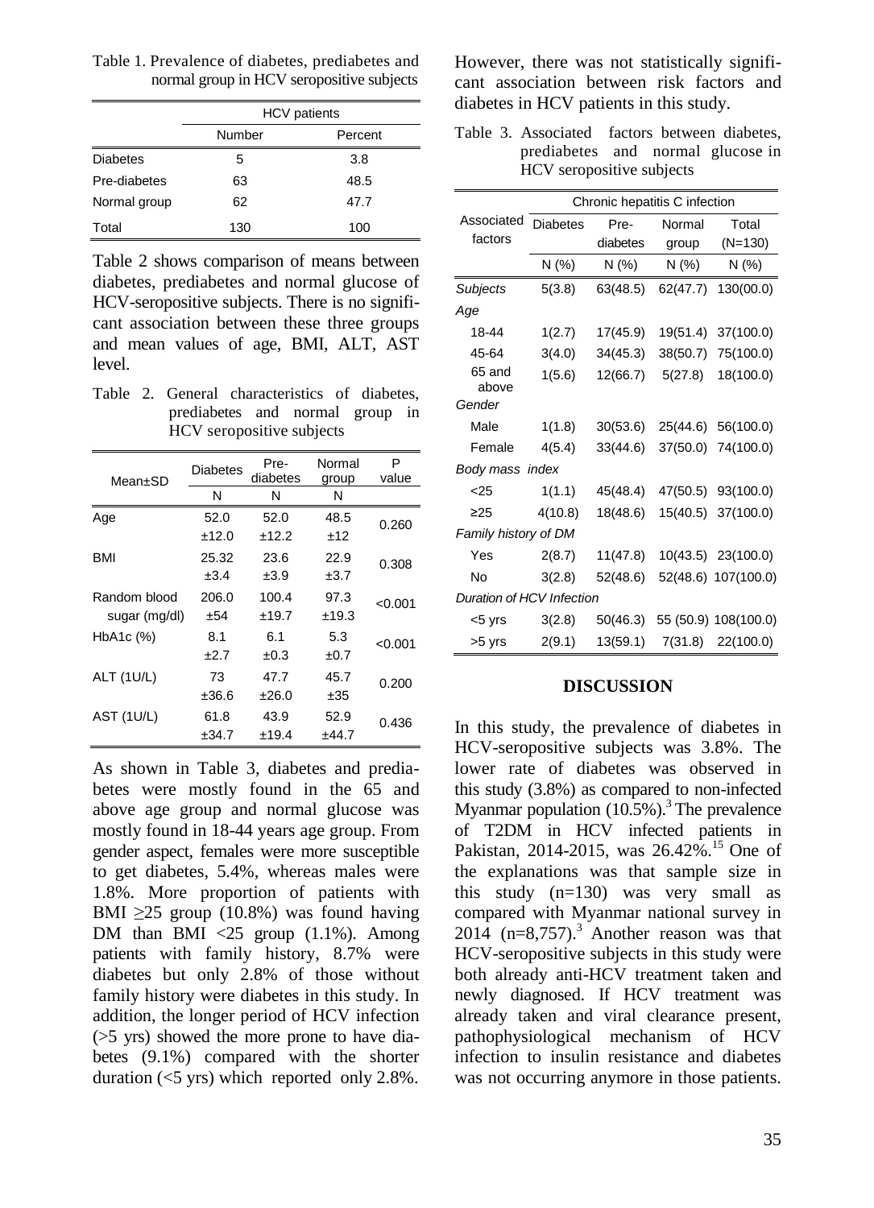Table 1. Prevalence of diabetes, prediabetes and normal group in HCV seropositive subjects

| | HCV patients | |
|---|---|---|
| | Number | Percent |
| Diabetes | 5 | 3.8 |
| Pre-diabetes | 63 | 48.5 |
| Normal group | 62 | 47.7 |
| Total | 130 | 100 |

Table 2 shows comparison of means between diabetes, prediabetes and normal glucose of HCV-seropositive subjects. There is no significant association between these three groups and mean values of age, BMI, ALT, AST level.

Table 2. General characteristics of diabetes, prediabetes and normal group in HCV seropositive subjects

| Mean±SD | Diabetes | Pre-diabetes | Normal group | P value |
|---|---|---|---|---|
| | N | N | N | |
| Age | 52.0 ±12.0 | 52.0 ±12.2 | 48.5 ±12 | 0.260 |
| BMI | 25.32 ±3.4 | 23.6 ±3.9 | 22.9 ±3.7 | 0.308 |
| Random blood sugar (mg/dl) | 206.0 ±54 | 100.4 ±19.7 | 97.3 ±19.3 | <0.001 |
| HbA1c (%) | 8.1 ±2.7 | 6.1 ±0.3 | 5.3 ±0.7 | <0.001 |
| ALT (1U/L) | 73 ±36.6 | 47.7 ±26.0 | 45.7 ±35 | 0.200 |
| AST (1U/L) | 61.8 ±34.7 | 43.9 ±19.4 | 52.9 ±44.7 | 0.436 |

As shown in Table 3, diabetes and prediabetes were mostly found in the 65 and above age group and normal glucose was mostly found in 18-44 years age group. From gender aspect, females were more susceptible to get diabetes, 5.4%, whereas males were 1.8%. More proportion of patients with BMI ≥25 group (10.8%) was found having DM than BMI <25 group (1.1%). Among patients with family history, 8.7% were diabetes but only 2.8% of those without family history were diabetes in this study. In addition, the longer period of HCV infection (>5 yrs) showed the more prone to have diabetes (9.1%) compared with the shorter duration (<5 yrs) which reported only 2.8%.

However, there was not statistically significant association between risk factors and diabetes in HCV patients in this study.

Table 3. Associated factors between diabetes, prediabetes and normal glucose in HCV seropositive subjects

| Associated factors | Chronic hepatitis C infection | | | |
|---|---|---|---|---|
| | Diabetes | Pre-diabetes | Normal group | Total (N=130) |
| | N (%) | N (%) | N (%) | N (%) |
| *Subjects* | 5(3.8) | 63(48.5) | 62(47.7) | 130(00.0) |
| *Age* | | | | |
| 18-44 | 1(2.7) | 17(45.9) | 19(51.4) | 37(100.0) |
| 45-64 | 3(4.0) | 34(45.3) | 38(50.7) | 75(100.0) |
| 65 and above | 1(5.6) | 12(66.7) | 5(27.8) | 18(100.0) |
| *Gender* | | | | |
| Male | 1(1.8) | 30(53.6) | 25(44.6) | 56(100.0) |
| Female | 4(5.4) | 33(44.6) | 37(50.0) | 74(100.0) |
| *Body mass index* | | | | |
| <25 | 1(1.1) | 45(48.4) | 47(50.5) | 93(100.0) |
| ≥25 | 4(10.8) | 18(48.6) | 15(40.5) | 37(100.0) |
| *Family history of DM* | | | | |
| Yes | 2(8.7) | 11(47.8) | 10(43.5) | 23(100.0) |
| No | 3(2.8) | 52(48.6) | 52(48.6) | 107(100.0) |
| *Duration of HCV Infection* | | | | |
| <5 yrs | 3(2.8) | 50(46.3) | 55 (50.9) | 108(100.0) |
| >5 yrs | 2(9.1) | 13(59.1) | 7(31.8) | 22(100.0) |

## DISCUSSION

In this study, the prevalence of diabetes in HCV-seropositive subjects was 3.8%. The lower rate of diabetes was observed in this study (3.8%) as compared to non-infected Myanmar population (10.5%).[3] The prevalence of T2DM in HCV infected patients in Pakistan, 2014-2015, was 26.42%.[15] One of the explanations was that sample size in this study (n=130) was very small as compared with Myanmar national survey in 2014 (n=8,757).[3] Another reason was that HCV-seropositive subjects in this study were both already anti-HCV treatment taken and newly diagnosed. If HCV treatment was already taken and viral clearance present, pathophysiological mechanism of HCV infection to insulin resistance and diabetes was not occurring anymore in those patients.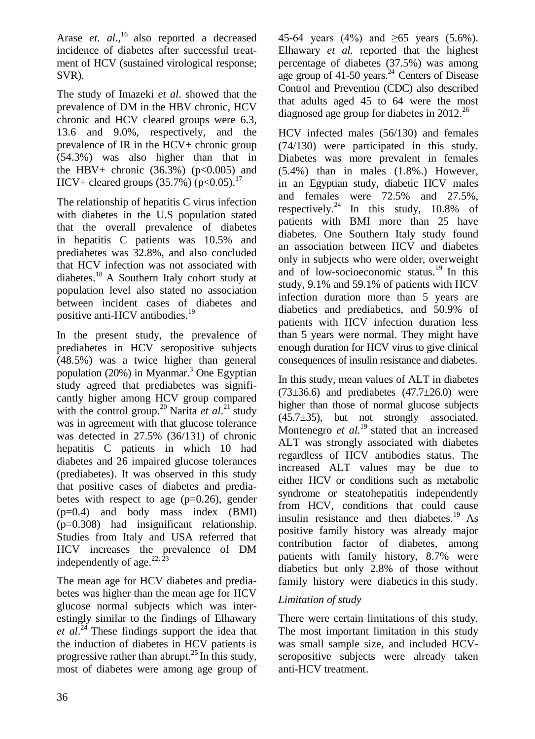Arase *et. al*.,[16] also reported a decreased incidence of diabetes after successful treatment of HCV (sustained virological response; SVR).

The study of Imazeki *et al.* showed that the prevalence of DM in the HBV chronic, HCV chronic and HCV cleared groups were 6.3, 13.6 and 9.0%, respectively, and the prevalence of IR in the HCV+ chronic group (54.3%) was also higher than that in the HBV+ chronic (36.3%) ($p<0.005$) and HCV+ cleared groups (35.7%) ($p<0.05$).[17]

The relationship of hepatitis C virus infection with diabetes in the U.S population stated that the overall prevalence of diabetes in hepatitis C patients was 10.5% and prediabetes was 32.8%, and also concluded that HCV infection was not associated with diabetes.[18] A Southern Italy cohort study at population level also stated no association between incident cases of diabetes and positive anti-HCV antibodies.[19]

In the present study, the prevalence of prediabetes in HCV seropositive subjects (48.5%) was a twice higher than general population (20%) in Myanmar.[3] One Egyptian study agreed that prediabetes was significantly higher among HCV group compared with the control group.[20] Narita *et al*.[21] study was in agreement with that glucose tolerance was detected in 27.5% (36/131) of chronic hepatitis C patients in which 10 had diabetes and 26 impaired glucose tolerances (prediabetes). It was observed in this study that positive cases of diabetes and prediabetes with respect to age ($p=0.26$), gender ($p=0.4$) and body mass index (BMI) ($p=0.308$) had insignificant relationship. Studies from Italy and USA referred that HCV increases the prevalence of DM independently of age.[22, 23]

The mean age for HCV diabetes and prediabetes was higher than the mean age for HCV glucose normal subjects which was interestingly similar to the findings of Elhawary *et al*.[24] These findings support the idea that the induction of diabetes in HCV patients is progressive rather than abrupt.[25] In this study, most of diabetes were among age group of 45-64 years (4%) and ≥65 years (5.6%). Elhawary *et al.* reported that the highest percentage of diabetes (37.5%) was among age group of 41-50 years.[24] Centers of Disease Control and Prevention (CDC) also described that adults aged 45 to 64 were the most diagnosed age group for diabetes in 2012.[26]

HCV infected males (56/130) and females (74/130) were participated in this study. Diabetes was more prevalent in females (5.4%) than in males (1.8%.) However, in an Egyptian study, diabetic HCV males and females were 72.5% and 27.5%, respectively.[24] In this study, 10.8% of patients with BMI more than 25 have diabetes. One Southern Italy study found an association between HCV and diabetes only in subjects who were older, overweight and of low-socioeconomic status.[19] In this study, 9.1% and 59.1% of patients with HCV infection duration more than 5 years are diabetics and prediabetics, and 50.9% of patients with HCV infection duration less than 5 years were normal. They might have enough duration for HCV virus to give clinical consequences of insulin resistance and diabetes.

In this study, mean values of ALT in diabetes (73±36.6) and prediabetes (47.7±26.0) were higher than those of normal glucose subjects (45.7±35), but not strongly associated. Montenegro *et al.*[19] stated that an increased ALT was strongly associated with diabetes regardless of HCV antibodies status. The increased ALT values may be due to either HCV or conditions such as metabolic syndrome or steatohepatitis independently from HCV, conditions that could cause insulin resistance and then diabetes.[19] As positive family history was already major contribution factor of diabetes, among patients with family history, 8.7% were diabetics but only 2.8% of those without family history were diabetics in this study.

### *Limitation of study*

There were certain limitations of this study. The most important limitation in this study was small sample size, and included HCV-seropositive subjects were already taken anti-HCV treatment.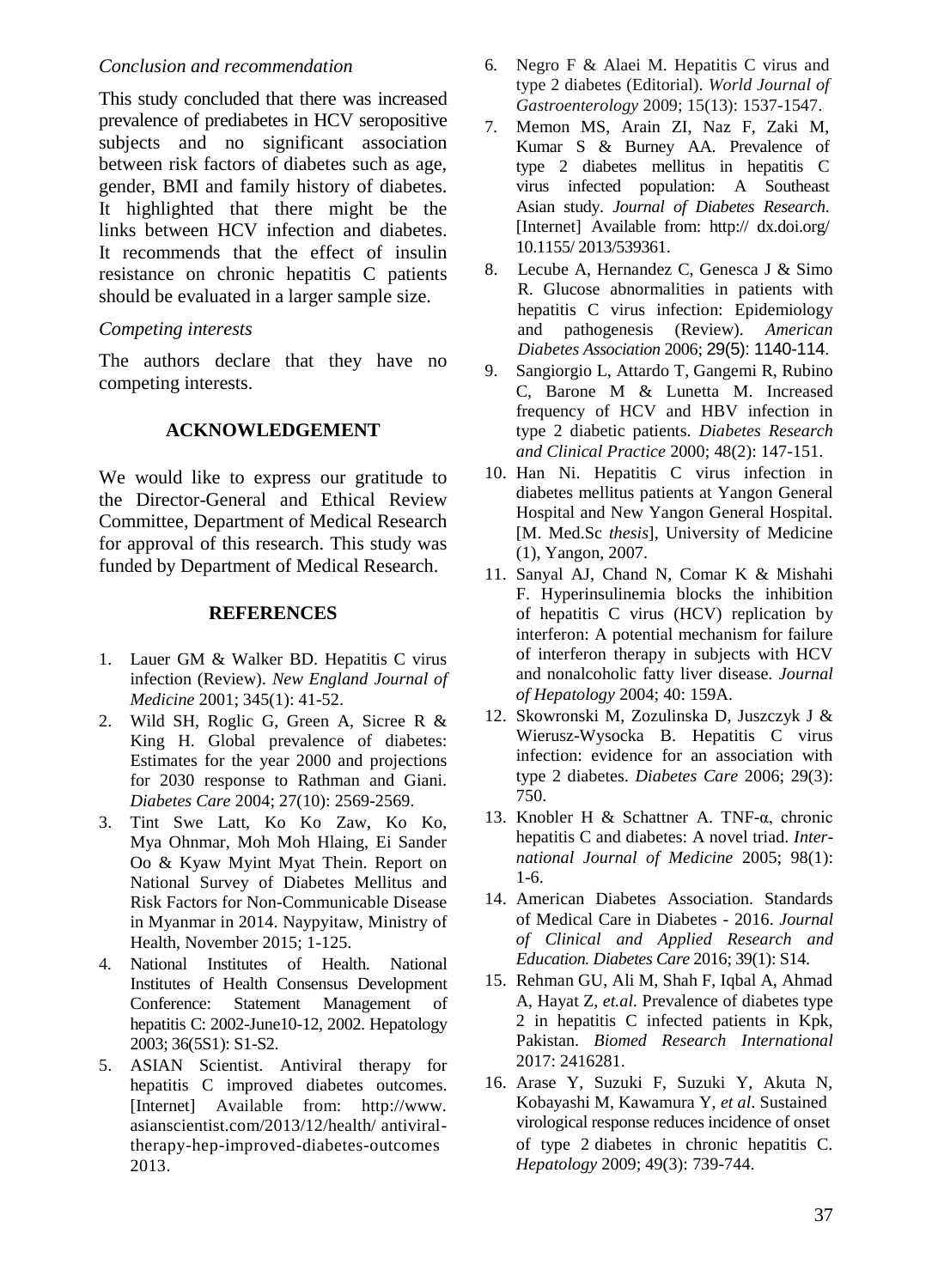*Conclusion and recommendation*

This study concluded that there was increased prevalence of prediabetes in HCV seropositive subjects and no significant association between risk factors of diabetes such as age, gender, BMI and family history of diabetes. It highlighted that there might be the links between HCV infection and diabetes. It recommends that the effect of insulin resistance on chronic hepatitis C patients should be evaluated in a larger sample size.

*Competing interests*

The authors declare that they have no competing interests.

## ACKNOWLEDGEMENT

We would like to express our gratitude to the Director-General and Ethical Review Committee, Department of Medical Research for approval of this research. This study was funded by Department of Medical Research.

## REFERENCES

1. Lauer GM & Walker BD. Hepatitis C virus infection (Review). *New England Journal of Medicine* 2001; 345(1): 41-52.
2. Wild SH, Roglic G, Green A, Sicree R & King H. Global prevalence of diabetes: Estimates for the year 2000 and projections for 2030 response to Rathman and Giani. *Diabetes Care* 2004; 27(10): 2569-2569.
3. Tint Swe Latt, Ko Ko Zaw, Ko Ko, Mya Ohnmar, Moh Moh Hlaing, Ei Sander Oo & Kyaw Myint Myat Thein. Report on National Survey of Diabetes Mellitus and Risk Factors for Non-Communicable Disease in Myanmar in 2014. Naypyitaw, Ministry of Health, November 2015; 1-125.
4. National Institutes of Health. National Institutes of Health Consensus Development Conference: Statement Management of hepatitis C: 2002-June10-12, 2002. Hepatology 2003; 36(5S1): S1-S2.
5. ASIAN Scientist. Antiviral therapy for hepatitis C improved diabetes outcomes. [Internet] Available from: http://www.asianscientist.com/2013/12/health/ antiviral-therapy-hep-improved-diabetes-outcomes 2013.
6. Negro F & Alaei M. Hepatitis C virus and type 2 diabetes (Editorial). *World Journal of Gastroenterology* 2009; 15(13): 1537-1547.
7. Memon MS, Arain ZI, Naz F, Zaki M, Kumar S & Burney AA. Prevalence of type 2 diabetes mellitus in hepatitis C virus infected population: A Southeast Asian study. *Journal of Diabetes Research.* [Internet] Available from: http:// dx.doi.org/ 10.1155/ 2013/539361.
8. Lecube A, Hernandez C, Genesca J & Simo R. Glucose abnormalities in patients with hepatitis C virus infection: Epidemiology and pathogenesis (Review). *American Diabetes Association* 2006; 29(5): 1140-114.
9. Sangiorgio L, Attardo T, Gangemi R, Rubino C, Barone M & Lunetta M. Increased frequency of HCV and HBV infection in type 2 diabetic patients. *Diabetes Research and Clinical Practice* 2000; 48(2): 147-151.
10. Han Ni. Hepatitis C virus infection in diabetes mellitus patients at Yangon General Hospital and New Yangon General Hospital. [M. Med.Sc *thesis*], University of Medicine (1), Yangon, 2007.
11. Sanyal AJ, Chand N, Comar K & Mishahi F. Hyperinsulinemia blocks the inhibition of hepatitis C virus (HCV) replication by interferon: A potential mechanism for failure of interferon therapy in subjects with HCV and nonalcoholic fatty liver disease. *Journal of Hepatology* 2004; 40: 159A.
12. Skowronski M, Zozulinska D, Juszczyk J & Wierusz-Wysocka B. Hepatitis C virus infection: evidence for an association with type 2 diabetes. *Diabetes Care* 2006; 29(3): 750.
13. Knobler H & Schattner A. TNF-α, chronic hepatitis C and diabetes: A novel triad. *International Journal of Medicine* 2005; 98(1): 1-6.
14. American Diabetes Association. Standards of Medical Care in Diabetes - 2016. *Journal of Clinical and Applied Research and Education. Diabetes Care* 2016; 39(1): S14.
15. Rehman GU, Ali M, Shah F, Iqbal A, Ahmad A, Hayat Z, *et.al.* Prevalence of diabetes type 2 in hepatitis C infected patients in Kpk, Pakistan. *Biomed Research International* 2017: 2416281.
16. Arase Y, Suzuki F, Suzuki Y, Akuta N, Kobayashi M, Kawamura Y, *et al*. Sustained virological response reduces incidence of onset of type 2 diabetes in chronic hepatitis C. *Hepatology* 2009; 49(3): 739-744.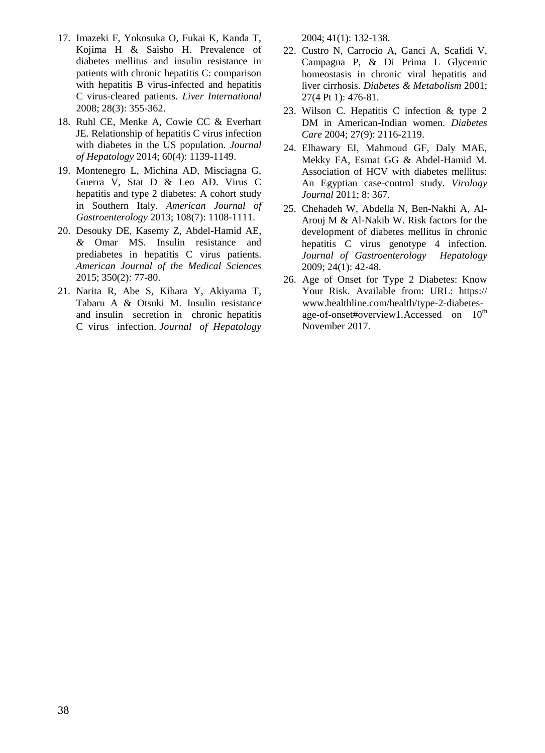17. Imazeki F, Yokosuka O, Fukai K, Kanda T, Kojima H & Saisho H. Prevalence of diabetes mellitus and insulin resistance in patients with chronic hepatitis C: comparison with hepatitis B virus-infected and hepatitis C virus-cleared patients. *Liver International* 2008; 28(3): 355-362.
18. Ruhl CE, Menke A, Cowie CC & Everhart JE. Relationship of hepatitis C virus infection with diabetes in the US population. *Journal of Hepatology* 2014; 60(4): 1139-1149.
19. Montenegro L, Michina AD, Misciagna G, Guerra V, Stat D & Leo AD. Virus C hepatitis and type 2 diabetes: A cohort study in Southern Italy. *American Journal of Gastroenterology* 2013; 108(7): 1108-1111.
20. Desouky DE, Kasemy Z, Abdel-Hamid AE, & Omar MS. Insulin resistance and prediabetes in hepatitis C virus patients. *American Journal of the Medical Sciences* 2015; 350(2): 77-80.
21. Narita R, Abe S, Kihara Y, Akiyama T, Tabaru A & Otsuki M. Insulin resistance and insulin secretion in chronic hepatitis C virus infection. *Journal of Hepatology* 2004; 41(1): 132-138.
22. Custro N, Carrocio A, Ganci A, Scafidi V, Campagna P, & Di Prima L Glycemic homeostasis in chronic viral hepatitis and liver cirrhosis. *Diabetes & Metabolism* 2001; 27(4 Pt 1): 476-81.
23. Wilson C. Hepatitis C infection & type 2 DM in American-Indian women. *Diabetes Care* 2004; 27(9): 2116-2119.
24. Elhawary EI, Mahmoud GF, Daly MAE, Mekky FA, Esmat GG & Abdel-Hamid M. Association of HCV with diabetes mellitus: An Egyptian case-control study. *Virology Journal* 2011; 8: 367.
25. Chehadeh W, Abdella N, Ben-Nakhi A, Al-Arouj M & Al-Nakib W. Risk factors for the development of diabetes mellitus in chronic hepatitis C virus genotype 4 infection. *Journal of Gastroenterology Hepatology* 2009; 24(1): 42-48.
26. Age of Onset for Type 2 Diabetes: Know Your Risk. Available from: URL: https://www.healthline.com/health/type-2-diabetes-age-of-onset#overview1.Accessed on 10th November 2017.